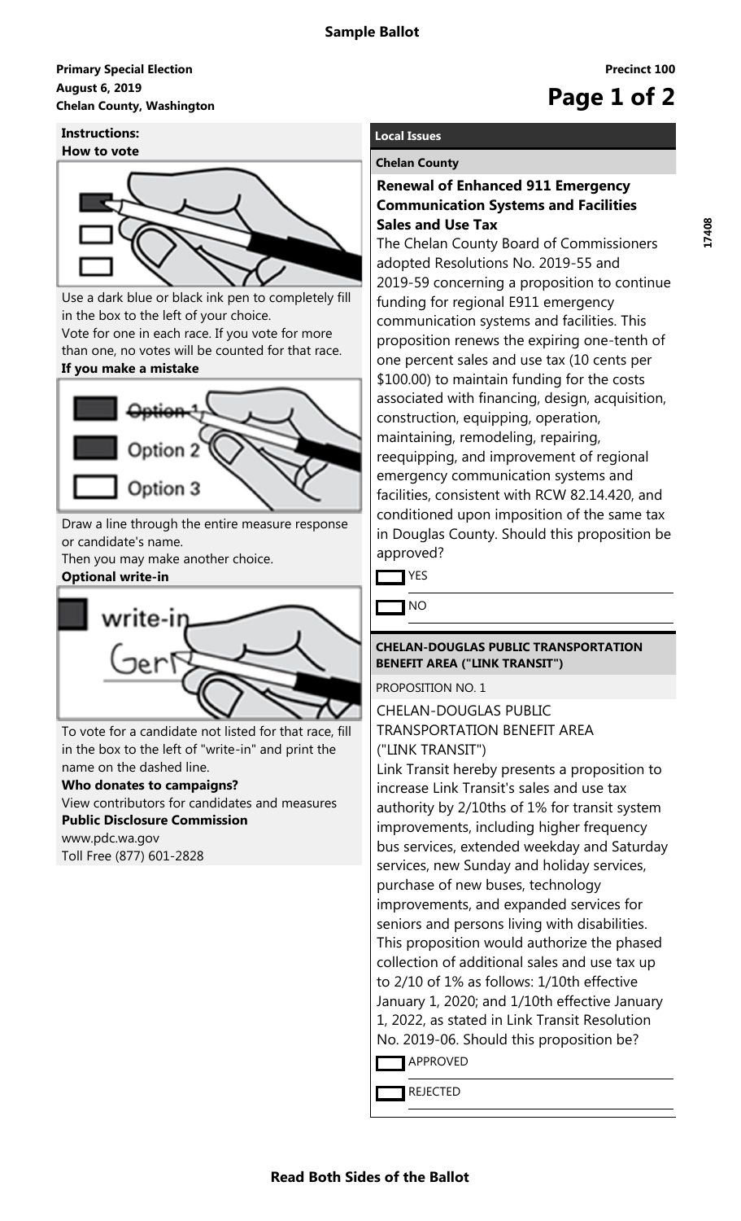# Sample Ballot

**Primary Special Election**
**August 6, 2019**
**Chelan County, Washington**

**Precinct 100**

17408

## Instructions:

**How to vote**

Use a dark blue or black ink pen to completely fill in the box to the left of your choice.

Vote for one in each race. If you vote for more than one, no votes will be counted for that race.

**If you make a mistake**

Draw a line through the entire measure response or candidate's name.

Then you may make another choice.

**Optional write-in**

To vote for a candidate not listed for that race, fill in the box to the left of "write-in" and print the name on the dashed line.

**Who donates to campaigns?**

View contributors for candidates and measures

**Public Disclosure Commission**

www.pdc.wa.gov

Toll Free (877) 601-2828

## Local Issues

### Chelan County

**Renewal of Enhanced 911 Emergency Communication Systems and Facilities Sales and Use Tax**

The Chelan County Board of Commissioners adopted Resolutions No. 2019-55 and 2019-59 concerning a proposition to continue funding for regional E911 emergency communication systems and facilities. This proposition renews the expiring one-tenth of one percent sales and use tax (10 cents per $100.00) to maintain funding for the costs associated with financing, design, acquisition, construction, equipping, operation, maintaining, remodeling, repairing, reequipping, and improvement of regional emergency communication systems and facilities, consistent with RCW 82.14.420, and conditioned upon imposition of the same tax in Douglas County. Should this proposition be approved?

- [ ] YES
- [ ] NO

### CHELAN-DOUGLAS PUBLIC TRANSPORTATION BENEFIT AREA ("LINK TRANSIT")

PROPOSITION NO. 1

CHELAN-DOUGLAS PUBLIC TRANSPORTATION BENEFIT AREA ("LINK TRANSIT")

Link Transit hereby presents a proposition to increase Link Transit's sales and use tax authority by 2/10ths of 1% for transit system improvements, including higher frequency bus services, extended weekday and Saturday services, new Sunday and holiday services, purchase of new buses, technology improvements, and expanded services for seniors and persons living with disabilities. This proposition would authorize the phased collection of additional sales and use tax up to 2/10 of 1% as follows: 1/10th effective January 1, 2020; and 1/10th effective January 1, 2022, as stated in Link Transit Resolution No. 2019-06. Should this proposition be?

- [ ] APPROVED
- [ ] REJECTED

**Read Both Sides of the Ballot**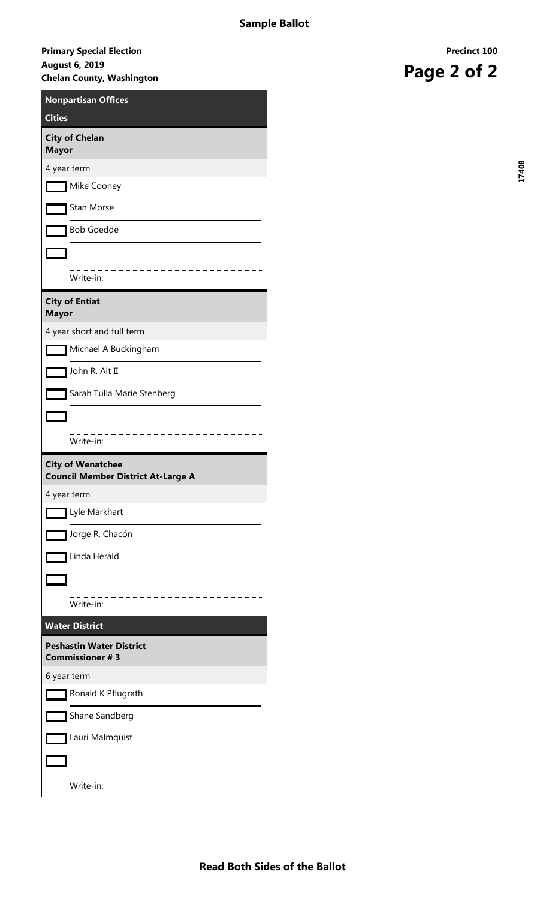**Sample Ballot**

**Primary Special Election**
**August 6, 2019**
**Chelan County, Washington**

**Precinct 100**

## Nonpartisan Offices

### Cities

**City of Chelan**
**Mayor**

4 year term

- [ ] Mike Cooney
- [ ] Stan Morse
- [ ] Bob Goedde
- [ ] Write-in:

**City of Entiat**
**Mayor**

4 year short and full term

- [ ] Michael A Buckingham
- [ ] John R. Alt II
- [ ] Sarah Tulla Marie Stenberg
- [ ] Write-in:

**City of Wenatchee**
**Council Member District At-Large A**

4 year term

- [ ] Lyle Markhart
- [ ] Jorge R. Chacón
- [ ] Linda Herald
- [ ] Write-in:

### Water District

**Peshastin Water District**
**Commissioner # 3**

6 year term

- [ ] Ronald K Pflugrath
- [ ] Shane Sandberg
- [ ] Lauri Malmquist
- [ ] Write-in:

**Read Both Sides of the Ballot**

17408